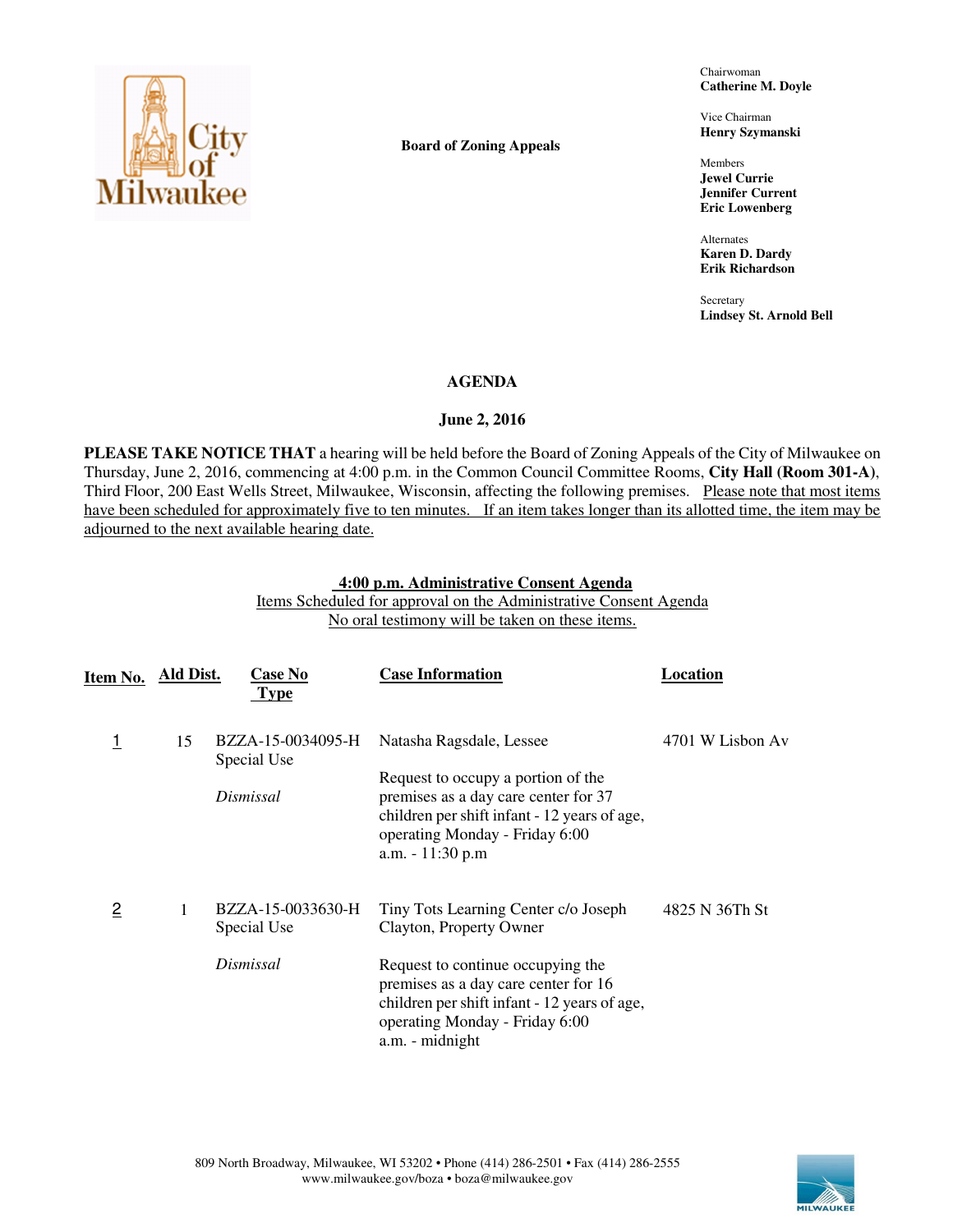**Board of Zoning Appeals**

Chairwoman
**Catherine M. Doyle**

Vice Chairman
**Henry Szymanski**

Members
**Jewel Currie**
**Jennifer Current**
**Eric Lowenberg**

Alternates
**Karen D. Dardy**
**Erik Richardson**

Secretary
**Lindsey St. Arnold Bell**

# AGENDA

## June 2, 2016

**PLEASE TAKE NOTICE THAT** a hearing will be held before the Board of Zoning Appeals of the City of Milwaukee on Thursday, June 2, 2016, commencing at 4:00 p.m. in the Common Council Committee Rooms, **City Hall (Room 301-A)**, Third Floor, 200 East Wells Street, Milwaukee, Wisconsin, affecting the following premises. Please note that most items have been scheduled for approximately five to ten minutes. If an item takes longer than its allotted time, the item may be adjourned to the next available hearing date.

### 4:00 p.m. Administrative Consent Agenda

Items Scheduled for approval on the Administrative Consent Agenda
No oral testimony will be taken on these items.

| Item No. | Ald Dist. | Case No Type | Case Information | Location |
|---|---|---|---|---|
| 1 | 15 | BZZA-15-0034095-H Special Use *Dismissal* | Natasha Ragsdale, Lessee Request to occupy a portion of the premises as a day care center for 37 children per shift infant - 12 years of age, operating Monday - Friday 6:00 a.m. - 11:30 p.m | 4701 W Lisbon Av |
| 2 | 1 | BZZA-15-0033630-H Special Use *Dismissal* | Tiny Tots Learning Center c/o Joseph Clayton, Property Owner Request to continue occupying the premises as a day care center for 16 children per shift infant - 12 years of age, operating Monday - Friday 6:00 a.m. - midnight | 4825 N 36Th St |

809 North Broadway, Milwaukee, WI 53202 • Phone (414) 286-2501 • Fax (414) 286-2555
www.milwaukee.gov/boza • boza@milwaukee.gov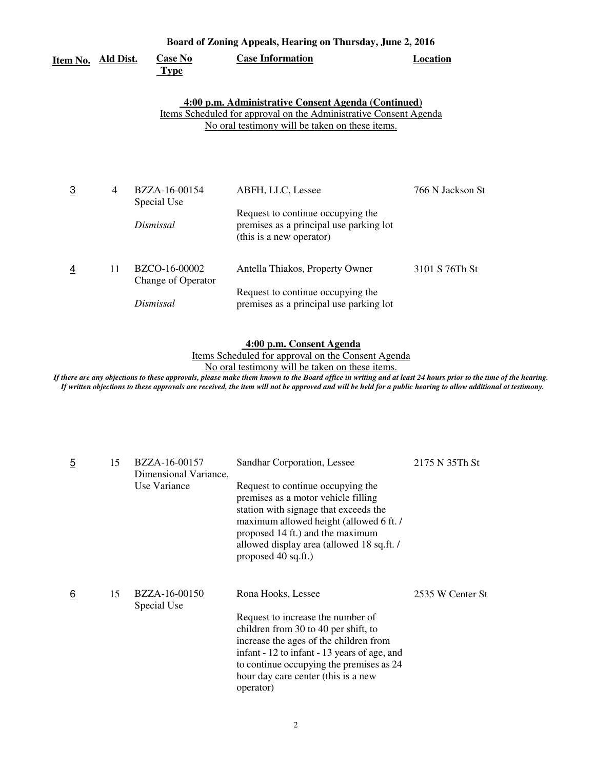**Board of Zoning Appeals, Hearing on Thursday, June 2, 2016**

| Item No. | Ald Dist. | Case No Type | Case Information | Location |
|---|---|---|---|---|

### 4:00 p.m. Administrative Consent Agenda (Continued)

Items Scheduled for approval on the Administrative Consent Agenda
No oral testimony will be taken on these items.

| Item No. | Ald Dist. | Case No Type | Case Information | Location |
|---|---|---|---|---|
| 3 | 4 | BZZA-16-00154 Special Use *Dismissal* | ABFH, LLC, Lessee<br><br>Request to continue occupying the premises as a principal use parking lot (this is a new operator) | 766 N Jackson St |
| 4 | 11 | BZCO-16-00002 Change of Operator *Dismissal* | Antella Thiakos, Property Owner<br><br>Request to continue occupying the premises as a principal use parking lot | 3101 S 76Th St |

### 4:00 p.m. Consent Agenda

Items Scheduled for approval on the Consent Agenda
No oral testimony will be taken on these items.

***If there are any objections to these approvals, please make them known to the Board office in writing and at least 24 hours prior to the time of the hearing. If written objections to these approvals are received, the item will not be approved and will be held for a public hearing to allow additional at testimony.***

| Item No. | Ald Dist. | Case No Type | Case Information | Location |
|---|---|---|---|---|
| 5 | 15 | BZZA-16-00157 Dimensional Variance, Use Variance | Sandhar Corporation, Lessee<br><br>Request to continue occupying the premises as a motor vehicle filling station with signage that exceeds the maximum allowed height (allowed 6 ft. / proposed 14 ft.) and the maximum allowed display area (allowed 18 sq.ft. / proposed 40 sq.ft.) | 2175 N 35Th St |
| 6 | 15 | BZZA-16-00150 Special Use | Rona Hooks, Lessee<br><br>Request to increase the number of children from 30 to 40 per shift, to increase the ages of the children from infant - 12 to infant - 13 years of age, and to continue occupying the premises as 24 hour day care center (this is a new operator) | 2535 W Center St |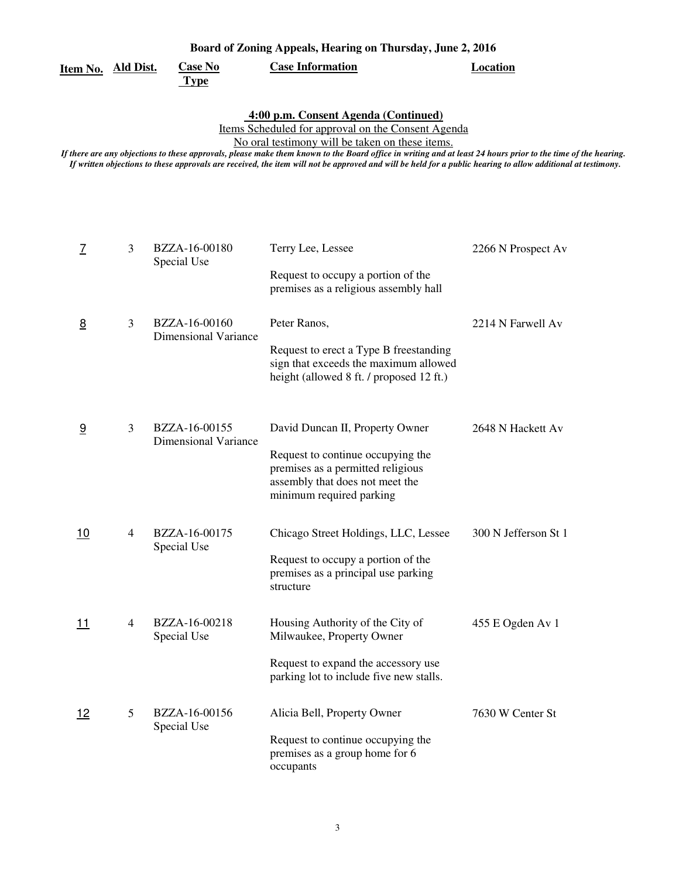**Board of Zoning Appeals, Hearing on Thursday, June 2, 2016**

## 4:00 p.m. Consent Agenda (Continued)

Items Scheduled for approval on the Consent Agenda

No oral testimony will be taken on these items.

*If there are any objections to these approvals, please make them known to the Board office in writing and at least 24 hours prior to the time of the hearing. If written objections to these approvals are received, the item will not be approved and will be held for a public hearing to allow additional at testimony.*

| Item No. | Ald Dist. | Case No Type | Case Information | Location |
|---|---|---|---|---|
| 7 | 3 | BZZA-16-00180 Special Use | Terry Lee, Lessee<br><br>Request to occupy a portion of the premises as a religious assembly hall | 2266 N Prospect Av |
| 8 | 3 | BZZA-16-00160 Dimensional Variance | Peter Ranos,<br><br>Request to erect a Type B freestanding sign that exceeds the maximum allowed height (allowed 8 ft. / proposed 12 ft.) | 2214 N Farwell Av |
| 9 | 3 | BZZA-16-00155 Dimensional Variance | David Duncan II, Property Owner<br><br>Request to continue occupying the premises as a permitted religious assembly that does not meet the minimum required parking | 2648 N Hackett Av |
| 10 | 4 | BZZA-16-00175 Special Use | Chicago Street Holdings, LLC, Lessee<br><br>Request to occupy a portion of the premises as a principal use parking structure | 300 N Jefferson St 1 |
| 11 | 4 | BZZA-16-00218 Special Use | Housing Authority of the City of Milwaukee, Property Owner<br><br>Request to expand the accessory use parking lot to include five new stalls. | 455 E Ogden Av 1 |
| 12 | 5 | BZZA-16-00156 Special Use | Alicia Bell, Property Owner<br><br>Request to continue occupying the premises as a group home for 6 occupants | 7630 W Center St |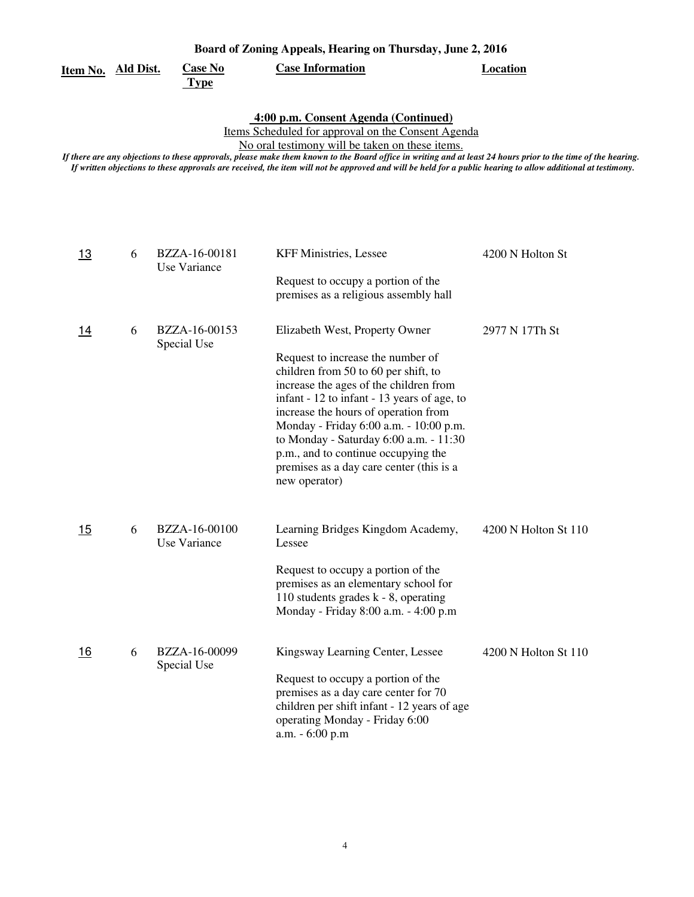**Board of Zoning Appeals, Hearing on Thursday, June 2, 2016**

**4:00 p.m. Consent Agenda (Continued)**

Items Scheduled for approval on the Consent Agenda

No oral testimony will be taken on these items.

*If there are any objections to these approvals, please make them known to the Board office in writing and at least 24 hours prior to the time of the hearing. If written objections to these approvals are received, the item will not be approved and will be held for a public hearing to allow additional at testimony.*

| Item No. | Ald Dist. | Case No Type | Case Information | Location |
|---|---|---|---|---|
| 13 | 6 | BZZA-16-00181 Use Variance | KFF Ministries, Lessee<br><br>Request to occupy a portion of the premises as a religious assembly hall | 4200 N Holton St |
| 14 | 6 | BZZA-16-00153 Special Use | Elizabeth West, Property Owner<br><br>Request to increase the number of children from 50 to 60 per shift, to increase the ages of the children from infant - 12 to infant - 13 years of age, to increase the hours of operation from Monday - Friday 6:00 a.m. - 10:00 p.m. to Monday - Saturday 6:00 a.m. - 11:30 p.m., and to continue occupying the premises as a day care center (this is a new operator) | 2977 N 17Th St |
| 15 | 6 | BZZA-16-00100 Use Variance | Learning Bridges Kingdom Academy, Lessee<br><br>Request to occupy a portion of the premises as an elementary school for 110 students grades k - 8, operating Monday - Friday 8:00 a.m. - 4:00 p.m | 4200 N Holton St 110 |
| 16 | 6 | BZZA-16-00099 Special Use | Kingsway Learning Center, Lessee<br><br>Request to occupy a portion of the premises as a day care center for 70 children per shift infant - 12 years of age operating Monday - Friday 6:00 a.m. - 6:00 p.m | 4200 N Holton St 110 |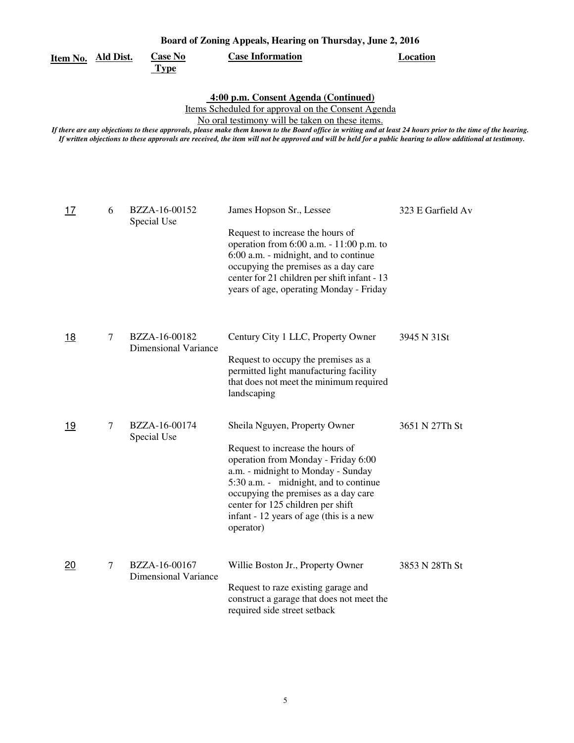**Board of Zoning Appeals, Hearing on Thursday, June 2, 2016**

**4:00 p.m. Consent Agenda (Continued)**

Items Scheduled for approval on the Consent Agenda

No oral testimony will be taken on these items.

*If there are any objections to these approvals, please make them known to the Board office in writing and at least 24 hours prior to the time of the hearing. If written objections to these approvals are received, the item will not be approved and will be held for a public hearing to allow additional at testimony.*

| Item No. | Ald Dist. | Case No Type | Case Information | Location |
|---|---|---|---|---|
| 17 | 6 | BZZA-16-00152 Special Use | James Hopson Sr., Lessee<br><br>Request to increase the hours of operation from 6:00 a.m. - 11:00 p.m. to 6:00 a.m. - midnight, and to continue occupying the premises as a day care center for 21 children per shift infant - 13 years of age, operating Monday - Friday | 323 E Garfield Av |
| 18 | 7 | BZZA-16-00182 Dimensional Variance | Century City 1 LLC, Property Owner<br><br>Request to occupy the premises as a permitted light manufacturing facility that does not meet the minimum required landscaping | 3945 N 31St |
| 19 | 7 | BZZA-16-00174 Special Use | Sheila Nguyen, Property Owner<br><br>Request to increase the hours of operation from Monday - Friday 6:00 a.m. - midnight to Monday - Sunday 5:30 a.m. - midnight, and to continue occupying the premises as a day care center for 125 children per shift infant - 12 years of age (this is a new operator) | 3651 N 27Th St |
| 20 | 7 | BZZA-16-00167 Dimensional Variance | Willie Boston Jr., Property Owner<br><br>Request to raze existing garage and construct a garage that does not meet the required side street setback | 3853 N 28Th St |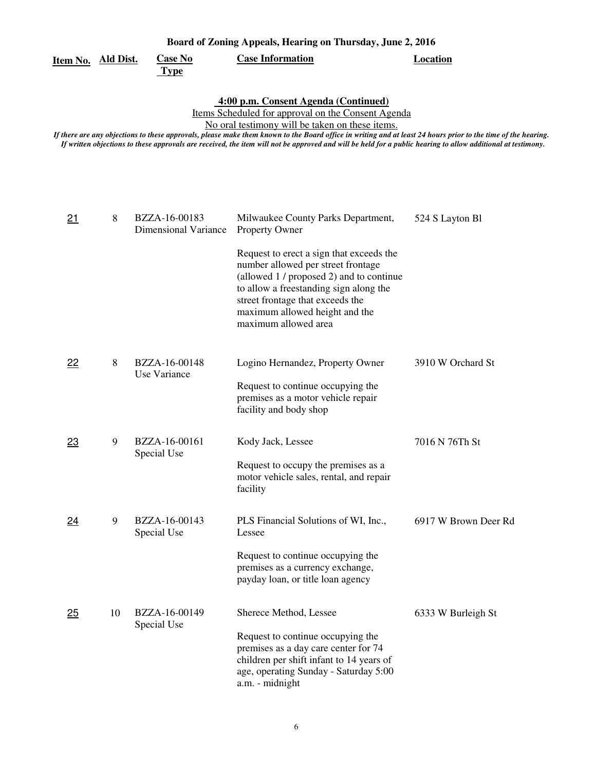# Board of Zoning Appeals, Hearing on Thursday, June 2, 2016

## 4:00 p.m. Consent Agenda (Continued)

Items Scheduled for approval on the Consent Agenda

No oral testimony will be taken on these items.

*If there are any objections to these approvals, please make them known to the Board office in writing and at least 24 hours prior to the time of the hearing. If written objections to these approvals are received, the item will not be approved and will be held for a public hearing to allow additional at testimony.*

| Item No. | Ald Dist. | Case No Type | Case Information | Location |
|---|---|---|---|---|
| 21 | 8 | BZZA-16-00183 Dimensional Variance | Milwaukee County Parks Department, Property Owner<br><br>Request to erect a sign that exceeds the number allowed per street frontage (allowed 1 / proposed 2) and to continue to allow a freestanding sign along the street frontage that exceeds the maximum allowed height and the maximum allowed area | 524 S Layton Bl |
| 22 | 8 | BZZA-16-00148 Use Variance | Logino Hernandez, Property Owner<br><br>Request to continue occupying the premises as a motor vehicle repair facility and body shop | 3910 W Orchard St |
| 23 | 9 | BZZA-16-00161 Special Use | Kody Jack, Lessee<br><br>Request to occupy the premises as a motor vehicle sales, rental, and repair facility | 7016 N 76Th St |
| 24 | 9 | BZZA-16-00143 Special Use | PLS Financial Solutions of WI, Inc., Lessee<br><br>Request to continue occupying the premises as a currency exchange, payday loan, or title loan agency | 6917 W Brown Deer Rd |
| 25 | 10 | BZZA-16-00149 Special Use | Sherece Method, Lessee<br><br>Request to continue occupying the premises as a day care center for 74 children per shift infant to 14 years of age, operating Sunday - Saturday 5:00 a.m. - midnight | 6333 W Burleigh St |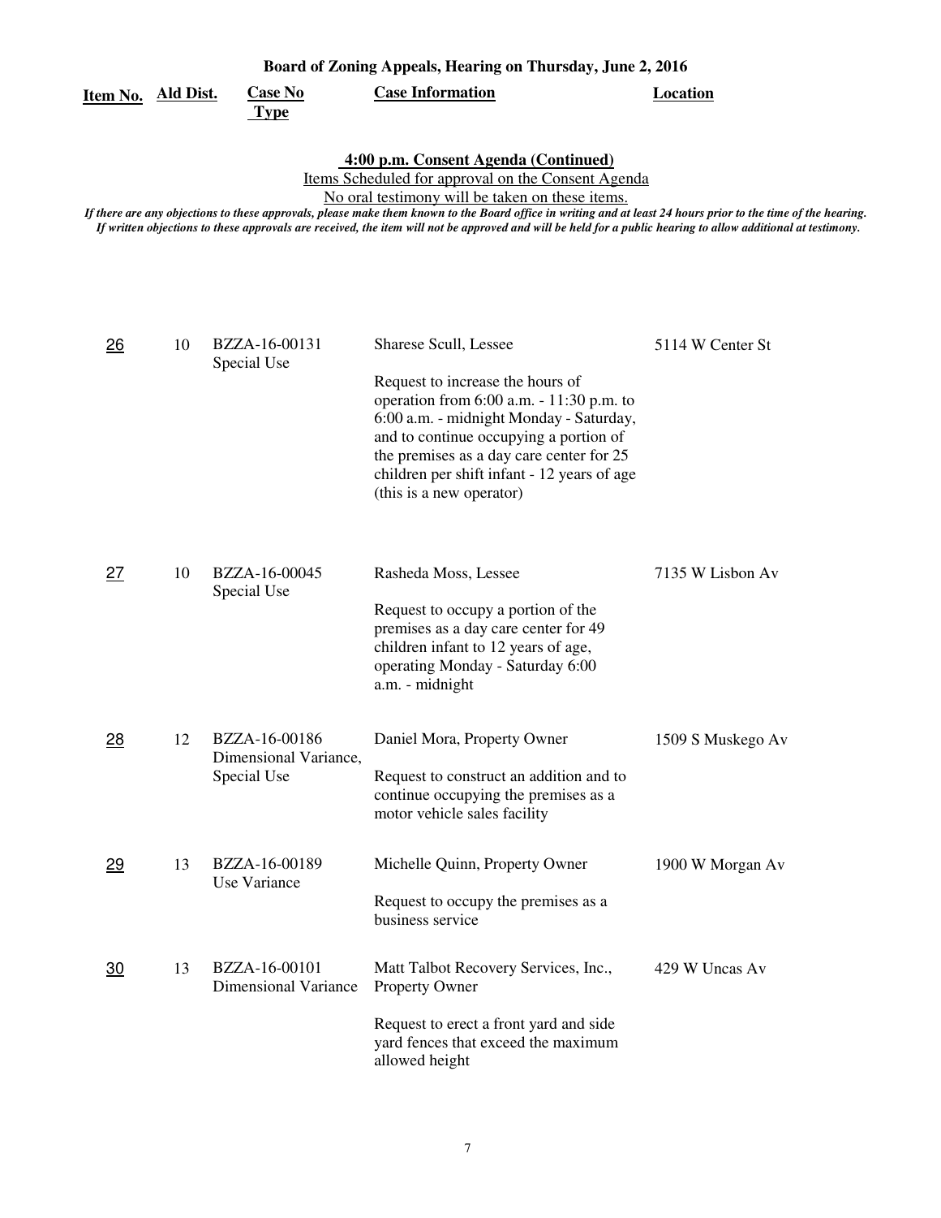**Board of Zoning Appeals, Hearing on Thursday, June 2, 2016**

**4:00 p.m. Consent Agenda (Continued)**

Items Scheduled for approval on the Consent Agenda

No oral testimony will be taken on these items.

*If there are any objections to these approvals, please make them known to the Board office in writing and at least 24 hours prior to the time of the hearing. If written objections to these approvals are received, the item will not be approved and will be held for a public hearing to allow additional at testimony.*

| Item No. | Ald Dist. | Case No Type | Case Information | Location |
|---|---|---|---|---|
| 26 | 10 | BZZA-16-00131 Special Use | Sharese Scull, Lessee<br><br>Request to increase the hours of operation from 6:00 a.m. - 11:30 p.m. to 6:00 a.m. - midnight Monday - Saturday, and to continue occupying a portion of the premises as a day care center for 25 children per shift infant - 12 years of age (this is a new operator) | 5114 W Center St |
| 27 | 10 | BZZA-16-00045 Special Use | Rasheda Moss, Lessee<br><br>Request to occupy a portion of the premises as a day care center for 49 children infant to 12 years of age, operating Monday - Saturday 6:00 a.m. - midnight | 7135 W Lisbon Av |
| 28 | 12 | BZZA-16-00186 Dimensional Variance, Special Use | Daniel Mora, Property Owner<br><br>Request to construct an addition and to continue occupying the premises as a motor vehicle sales facility | 1509 S Muskego Av |
| 29 | 13 | BZZA-16-00189 Use Variance | Michelle Quinn, Property Owner<br><br>Request to occupy the premises as a business service | 1900 W Morgan Av |
| 30 | 13 | BZZA-16-00101 Dimensional Variance | Matt Talbot Recovery Services, Inc., Property Owner<br><br>Request to erect a front yard and side yard fences that exceed the maximum allowed height | 429 W Uncas Av |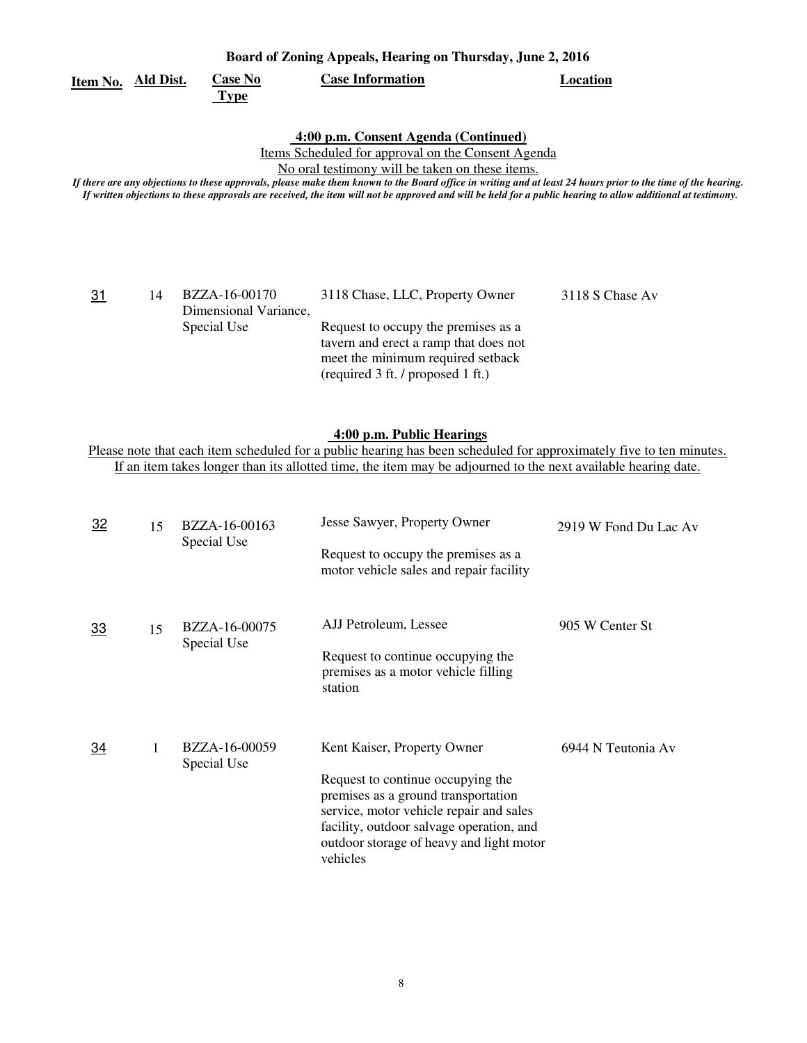**Board of Zoning Appeals, Hearing on Thursday, June 2, 2016**

| Item No. | Ald Dist. | Case No Type | Case Information | Location |
|---|---|---|---|---|

## 4:00 p.m. Consent Agenda (Continued)

Items Scheduled for approval on the Consent Agenda

No oral testimony will be taken on these items.

*If there are any objections to these approvals, please make them known to the Board office in writing and at least 24 hours prior to the time of the hearing. If written objections to these approvals are received, the item will not be approved and will be held for a public hearing to allow additional at testimony.*

| Item No. | Ald Dist. | Case No Type | Case Information | Location |
|---|---|---|---|---|
| 31 | 14 | BZZA-16-00170 Dimensional Variance, Special Use | 3118 Chase, LLC, Property Owner<br><br>Request to occupy the premises as a tavern and erect a ramp that does not meet the minimum required setback (required 3 ft. / proposed 1 ft.) | 3118 S Chase Av |

## 4:00 p.m. Public Hearings

Please note that each item scheduled for a public hearing has been scheduled for approximately five to ten minutes. If an item takes longer than its allotted time, the item may be adjourned to the next available hearing date.

| Item No. | Ald Dist. | Case No Type | Case Information | Location |
|---|---|---|---|---|
| 32 | 15 | BZZA-16-00163 Special Use | Jesse Sawyer, Property Owner<br><br>Request to occupy the premises as a motor vehicle sales and repair facility | 2919 W Fond Du Lac Av |
| 33 | 15 | BZZA-16-00075 Special Use | AJJ Petroleum, Lessee<br><br>Request to continue occupying the premises as a motor vehicle filling station | 905 W Center St |
| 34 | 1 | BZZA-16-00059 Special Use | Kent Kaiser, Property Owner<br><br>Request to continue occupying the premises as a ground transportation service, motor vehicle repair and sales facility, outdoor salvage operation, and outdoor storage of heavy and light motor vehicles | 6944 N Teutonia Av |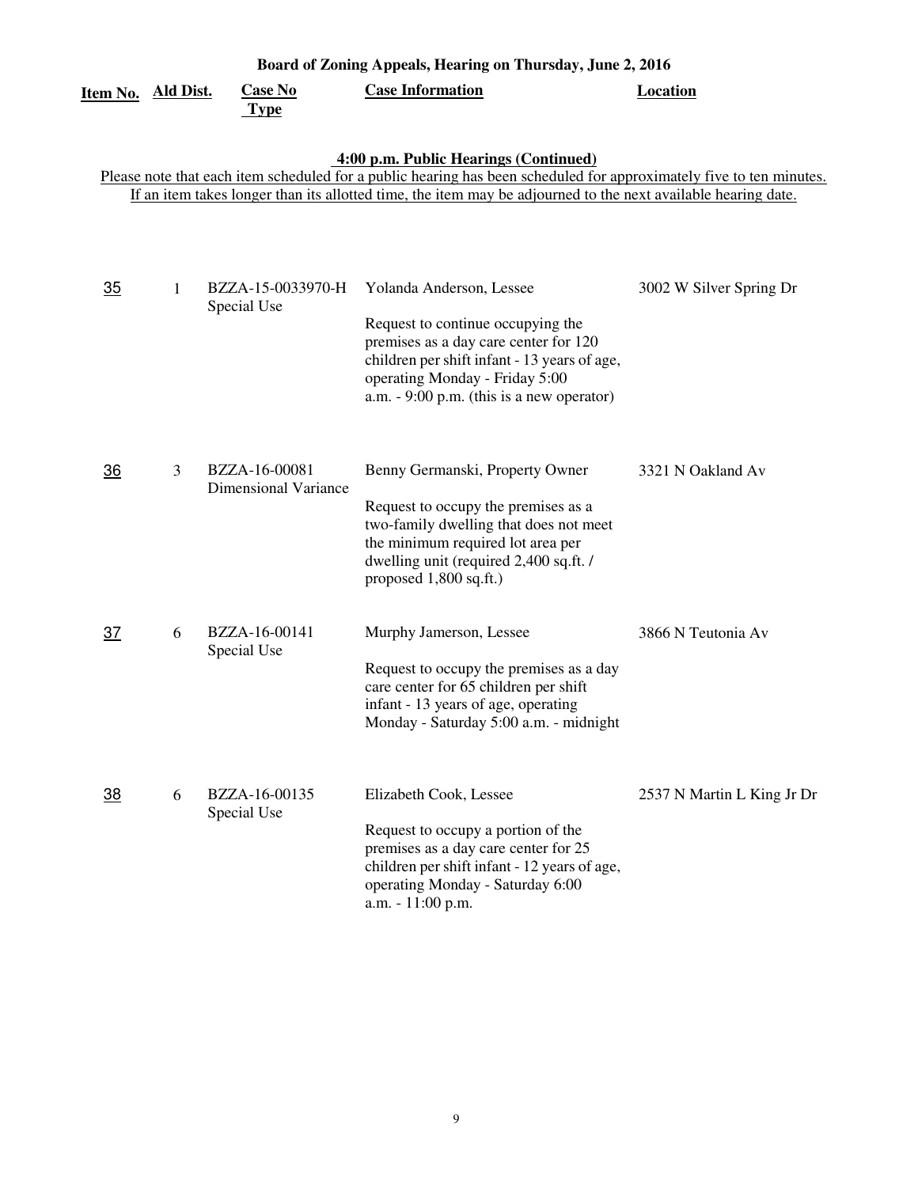**Board of Zoning Appeals, Hearing on Thursday, June 2, 2016**

**4:00 p.m. Public Hearings (Continued)**

Please note that each item scheduled for a public hearing has been scheduled for approximately five to ten minutes. If an item takes longer than its allotted time, the item may be adjourned to the next available hearing date.

| Item No. | Ald Dist. | Case No Type | Case Information | Location |
|---|---|---|---|---|
| 35 | 1 | BZZA-15-0033970-H Special Use | Yolanda Anderson, Lessee<br><br>Request to continue occupying the premises as a day care center for 120 children per shift infant - 13 years of age, operating Monday - Friday 5:00 a.m. - 9:00 p.m. (this is a new operator) | 3002 W Silver Spring Dr |
| 36 | 3 | BZZA-16-00081 Dimensional Variance | Benny Germanski, Property Owner<br><br>Request to occupy the premises as a two-family dwelling that does not meet the minimum required lot area per dwelling unit (required 2,400 sq.ft. / proposed 1,800 sq.ft.) | 3321 N Oakland Av |
| 37 | 6 | BZZA-16-00141 Special Use | Murphy Jamerson, Lessee<br><br>Request to occupy the premises as a day care center for 65 children per shift infant - 13 years of age, operating Monday - Saturday 5:00 a.m. - midnight | 3866 N Teutonia Av |
| 38 | 6 | BZZA-16-00135 Special Use | Elizabeth Cook, Lessee<br><br>Request to occupy a portion of the premises as a day care center for 25 children per shift infant - 12 years of age, operating Monday - Saturday 6:00 a.m. - 11:00 p.m. | 2537 N Martin L King Jr Dr |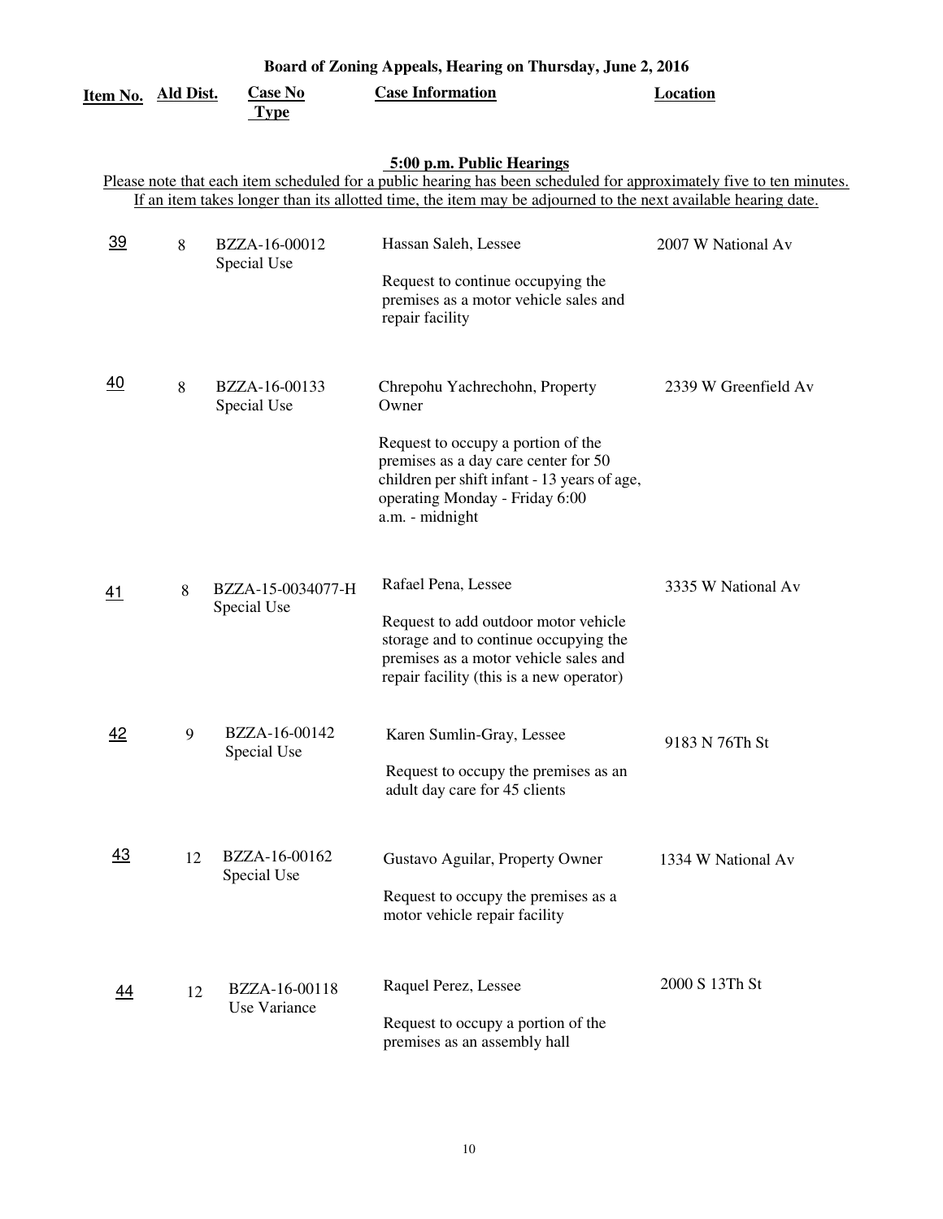# Board of Zoning Appeals, Hearing on Thursday, June 2, 2016

## 5:00 p.m. Public Hearings

Please note that each item scheduled for a public hearing has been scheduled for approximately five to ten minutes. If an item takes longer than its allotted time, the item may be adjourned to the next available hearing date.

| Item No. | Ald Dist. | Case No Type | Case Information | Location |
|---|---|---|---|---|
| 39 | 8 | BZZA-16-00012 Special Use | Hassan Saleh, Lessee<br><br>Request to continue occupying the premises as a motor vehicle sales and repair facility | 2007 W National Av |
| 40 | 8 | BZZA-16-00133 Special Use | Chrepohu Yachrechohn, Property Owner<br><br>Request to occupy a portion of the premises as a day care center for 50 children per shift infant - 13 years of age, operating Monday - Friday 6:00 a.m. - midnight | 2339 W Greenfield Av |
| 41 | 8 | BZZA-15-0034077-H Special Use | Rafael Pena, Lessee<br><br>Request to add outdoor motor vehicle storage and to continue occupying the premises as a motor vehicle sales and repair facility (this is a new operator) | 3335 W National Av |
| 42 | 9 | BZZA-16-00142 Special Use | Karen Sumlin-Gray, Lessee<br><br>Request to occupy the premises as an adult day care for 45 clients | 9183 N 76Th St |
| 43 | 12 | BZZA-16-00162 Special Use | Gustavo Aguilar, Property Owner<br><br>Request to occupy the premises as a motor vehicle repair facility | 1334 W National Av |
| 44 | 12 | BZZA-16-00118 Use Variance | Raquel Perez, Lessee<br><br>Request to occupy a portion of the premises as an assembly hall | 2000 S 13Th St |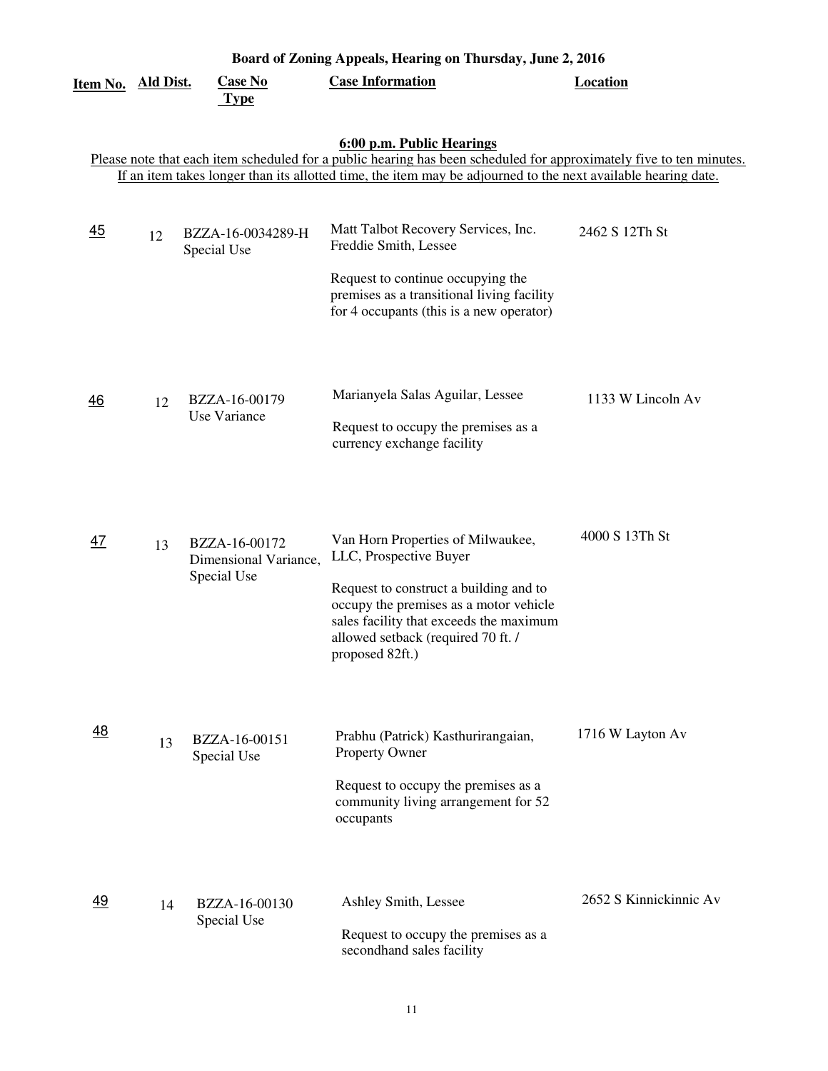# Board of Zoning Appeals, Hearing on Thursday, June 2, 2016

## 6:00 p.m. Public Hearings

Please note that each item scheduled for a public hearing has been scheduled for approximately five to ten minutes. If an item takes longer than its allotted time, the item may be adjourned to the next available hearing date.

| Item No. | Ald Dist. | Case No Type | Case Information | Location |
|---|---|---|---|---|
| 45 | 12 | BZZA-16-0034289-H Special Use | Matt Talbot Recovery Services, Inc. Freddie Smith, Lessee<br><br>Request to continue occupying the premises as a transitional living facility for 4 occupants (this is a new operator) | 2462 S 12Th St |
| 46 | 12 | BZZA-16-00179 Use Variance | Marianyela Salas Aguilar, Lessee<br><br>Request to occupy the premises as a currency exchange facility | 1133 W Lincoln Av |
| 47 | 13 | BZZA-16-00172 Dimensional Variance, Special Use | Van Horn Properties of Milwaukee, LLC, Prospective Buyer<br><br>Request to construct a building and to occupy the premises as a motor vehicle sales facility that exceeds the maximum allowed setback (required 70 ft. / proposed 82ft.) | 4000 S 13Th St |
| 48 | 13 | BZZA-16-00151 Special Use | Prabhu (Patrick) Kasthurirangaian, Property Owner<br><br>Request to occupy the premises as a community living arrangement for 52 occupants | 1716 W Layton Av |
| 49 | 14 | BZZA-16-00130 Special Use | Ashley Smith, Lessee<br><br>Request to occupy the premises as a secondhand sales facility | 2652 S Kinnickinnic Av |